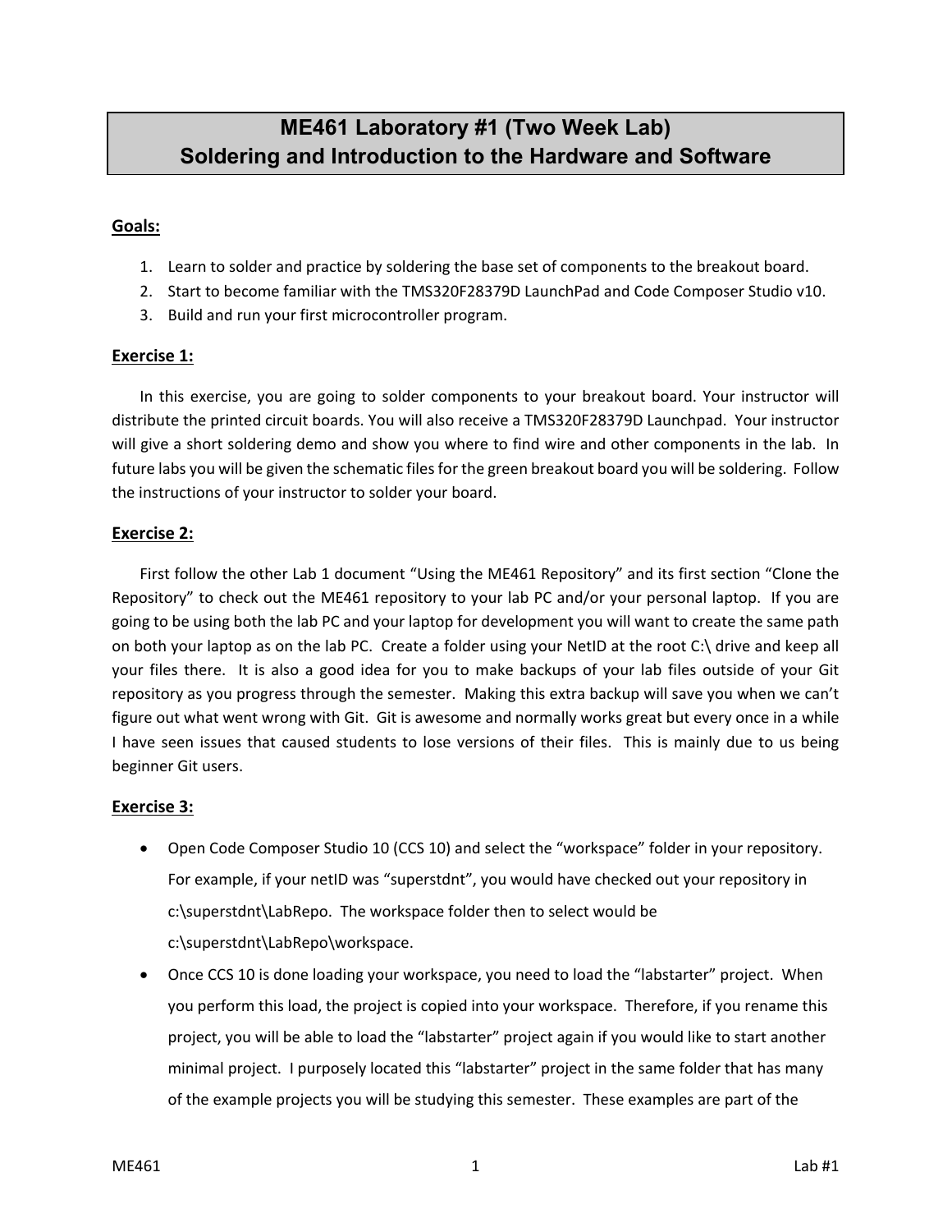# ME461 Laboratory #1 (Two Week Lab)
# Soldering and Introduction to the Hardware and Software

## Goals:

1. Learn to solder and practice by soldering the base set of components to the breakout board.
2. Start to become familiar with the TMS320F28379D LaunchPad and Code Composer Studio v10.
3. Build and run your first microcontroller program.

## Exercise 1:

In this exercise, you are going to solder components to your breakout board. Your instructor will distribute the printed circuit boards. You will also receive a TMS320F28379D Launchpad. Your instructor will give a short soldering demo and show you where to find wire and other components in the lab. In future labs you will be given the schematic files for the green breakout board you will be soldering. Follow the instructions of your instructor to solder your board.

## Exercise 2:

First follow the other Lab 1 document "Using the ME461 Repository" and its first section "Clone the Repository" to check out the ME461 repository to your lab PC and/or your personal laptop. If you are going to be using both the lab PC and your laptop for development you will want to create the same path on both your laptop as on the lab PC. Create a folder using your NetID at the root C:\ drive and keep all your files there. It is also a good idea for you to make backups of your lab files outside of your Git repository as you progress through the semester. Making this extra backup will save you when we can't figure out what went wrong with Git. Git is awesome and normally works great but every once in a while I have seen issues that caused students to lose versions of their files. This is mainly due to us being beginner Git users.

## Exercise 3:

- Open Code Composer Studio 10 (CCS 10) and select the "workspace" folder in your repository. For example, if your netID was "superstdnt", you would have checked out your repository in c:\superstdnt\LabRepo. The workspace folder then to select would be c:\superstdnt\LabRepo\workspace.
- Once CCS 10 is done loading your workspace, you need to load the "labstarter" project. When you perform this load, the project is copied into your workspace. Therefore, if you rename this project, you will be able to load the "labstarter" project again if you would like to start another minimal project. I purposely located this "labstarter" project in the same folder that has many of the example projects you will be studying this semester. These examples are part of the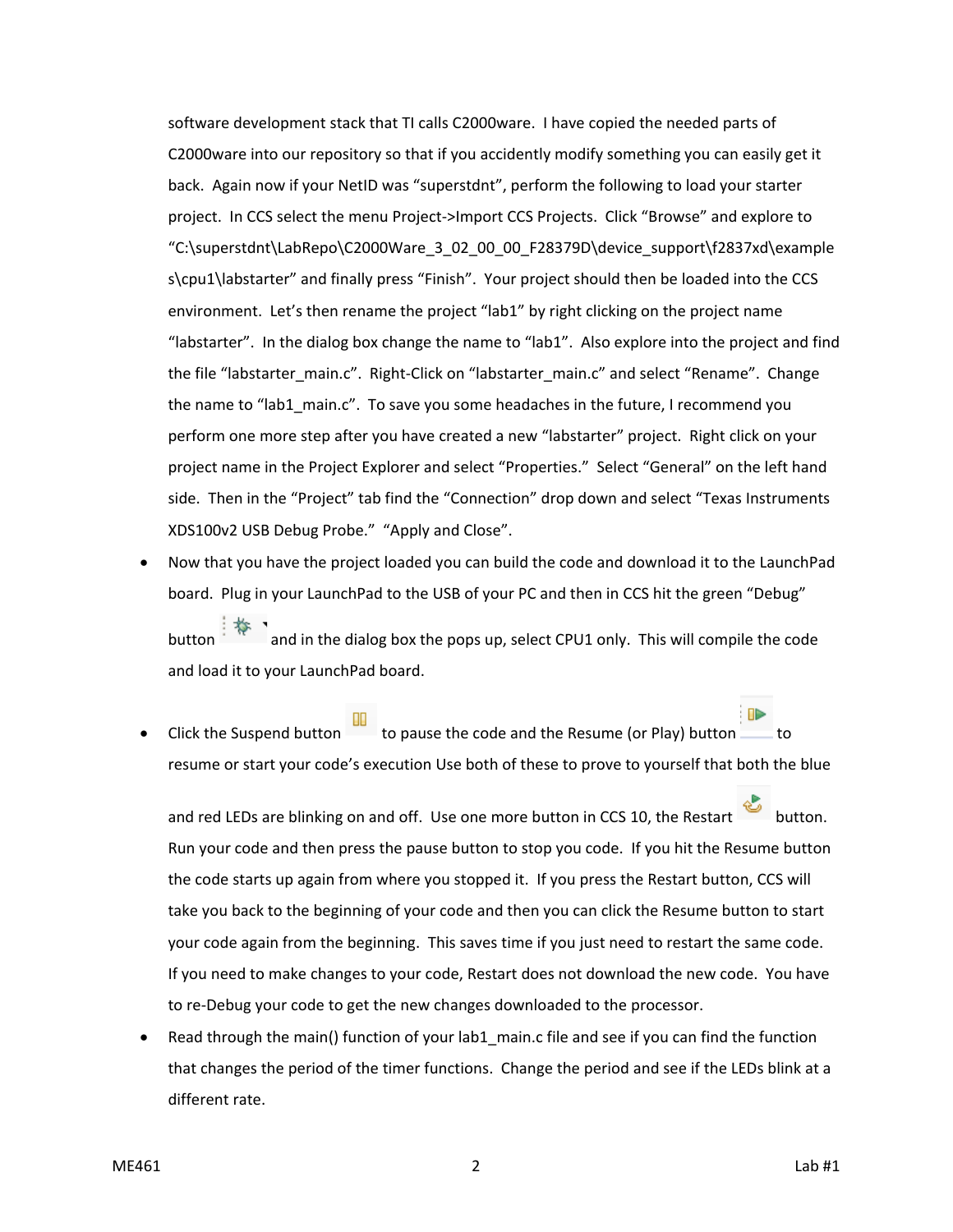software development stack that TI calls C2000ware. I have copied the needed parts of C2000ware into our repository so that if you accidently modify something you can easily get it back. Again now if your NetID was "superstdnt", perform the following to load your starter project. In CCS select the menu Project->Import CCS Projects. Click "Browse" and explore to "C:\superstdnt\LabRepo\C2000Ware_3_02_00_00_F28379D\device_support\f2837xd\examples\cpu1\labstarter" and finally press "Finish". Your project should then be loaded into the CCS environment. Let's then rename the project "lab1" by right clicking on the project name "labstarter". In the dialog box change the name to "lab1". Also explore into the project and find the file "labstarter_main.c". Right-Click on "labstarter_main.c" and select "Rename". Change the name to "lab1_main.c". To save you some headaches in the future, I recommend you perform one more step after you have created a new "labstarter" project. Right click on your project name in the Project Explorer and select "Properties." Select "General" on the left hand side. Then in the "Project" tab find the "Connection" drop down and select "Texas Instruments XDS100v2 USB Debug Probe." "Apply and Close".

- Now that you have the project loaded you can build the code and download it to the LaunchPad board. Plug in your LaunchPad to the USB of your PC and then in CCS hit the green "Debug" button and in the dialog box the pops up, select CPU1 only. This will compile the code and load it to your LaunchPad board.
- Click the Suspend button to pause the code and the Resume (or Play) button to resume or start your code's execution Use both of these to prove to yourself that both the blue and red LEDs are blinking on and off. Use one more button in CCS 10, the Restart button. Run your code and then press the pause button to stop you code. If you hit the Resume button the code starts up again from where you stopped it. If you press the Restart button, CCS will take you back to the beginning of your code and then you can click the Resume button to start your code again from the beginning. This saves time if you just need to restart the same code. If you need to make changes to your code, Restart does not download the new code. You have to re-Debug your code to get the new changes downloaded to the processor.
- Read through the main() function of your lab1_main.c file and see if you can find the function that changes the period of the timer functions. Change the period and see if the LEDs blink at a different rate.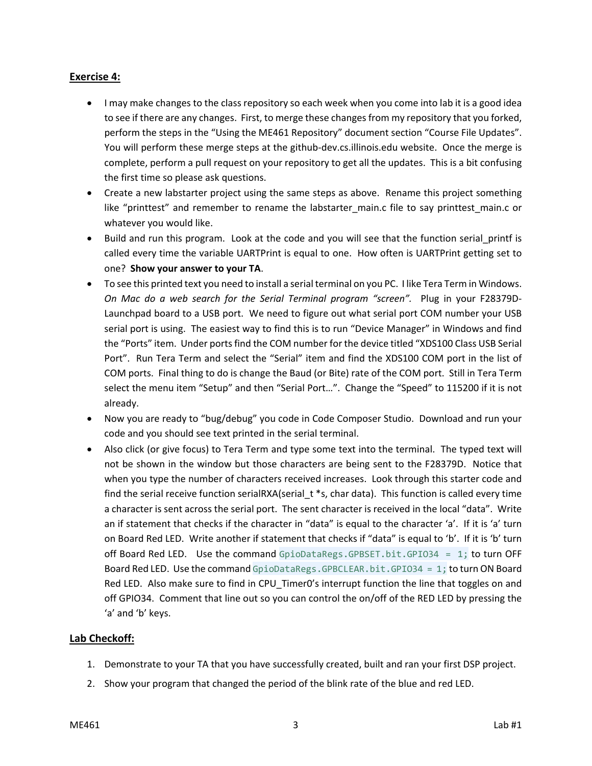**Exercise 4:**

- I may make changes to the class repository so each week when you come into lab it is a good idea to see if there are any changes. First, to merge these changes from my repository that you forked, perform the steps in the "Using the ME461 Repository" document section "Course File Updates". You will perform these merge steps at the github-dev.cs.illinois.edu website. Once the merge is complete, perform a pull request on your repository to get all the updates. This is a bit confusing the first time so please ask questions.
- Create a new labstarter project using the same steps as above. Rename this project something like "printtest" and remember to rename the labstarter_main.c file to say printtest_main.c or whatever you would like.
- Build and run this program. Look at the code and you will see that the function serial_printf is called every time the variable UARTPrint is equal to one. How often is UARTPrint getting set to one? **Show your answer to your TA**.
- To see this printed text you need to install a serial terminal on you PC. I like Tera Term in Windows. *On Mac do a web search for the Serial Terminal program "screen".* Plug in your F28379D-Launchpad board to a USB port. We need to figure out what serial port COM number your USB serial port is using. The easiest way to find this is to run "Device Manager" in Windows and find the "Ports" item. Under ports find the COM number for the device titled "XDS100 Class USB Serial Port". Run Tera Term and select the "Serial" item and find the XDS100 COM port in the list of COM ports. Final thing to do is change the Baud (or Bite) rate of the COM port. Still in Tera Term select the menu item "Setup" and then "Serial Port…". Change the "Speed" to 115200 if it is not already.
- Now you are ready to "bug/debug" you code in Code Composer Studio. Download and run your code and you should see text printed in the serial terminal.
- Also click (or give focus) to Tera Term and type some text into the terminal. The typed text will not be shown in the window but those characters are being sent to the F28379D. Notice that when you type the number of characters received increases. Look through this starter code and find the serial receive function serialRXA(serial_t *s, char data). This function is called every time a character is sent across the serial port. The sent character is received in the local "data". Write an if statement that checks if the character in "data" is equal to the character 'a'. If it is 'a' turn on Board Red LED. Write another if statement that checks if "data" is equal to 'b'. If it is 'b' turn off Board Red LED. Use the command `GpioDataRegs.GPBSET.bit.GPIO34 = 1;` to turn OFF Board Red LED. Use the command `GpioDataRegs.GPBCLEAR.bit.GPIO34 = 1;` to turn ON Board Red LED. Also make sure to find in CPU_Timer0's interrupt function the line that toggles on and off GPIO34. Comment that line out so you can control the on/off of the RED LED by pressing the 'a' and 'b' keys.

**Lab Checkoff:**

1. Demonstrate to your TA that you have successfully created, built and ran your first DSP project.
2. Show your program that changed the period of the blink rate of the blue and red LED.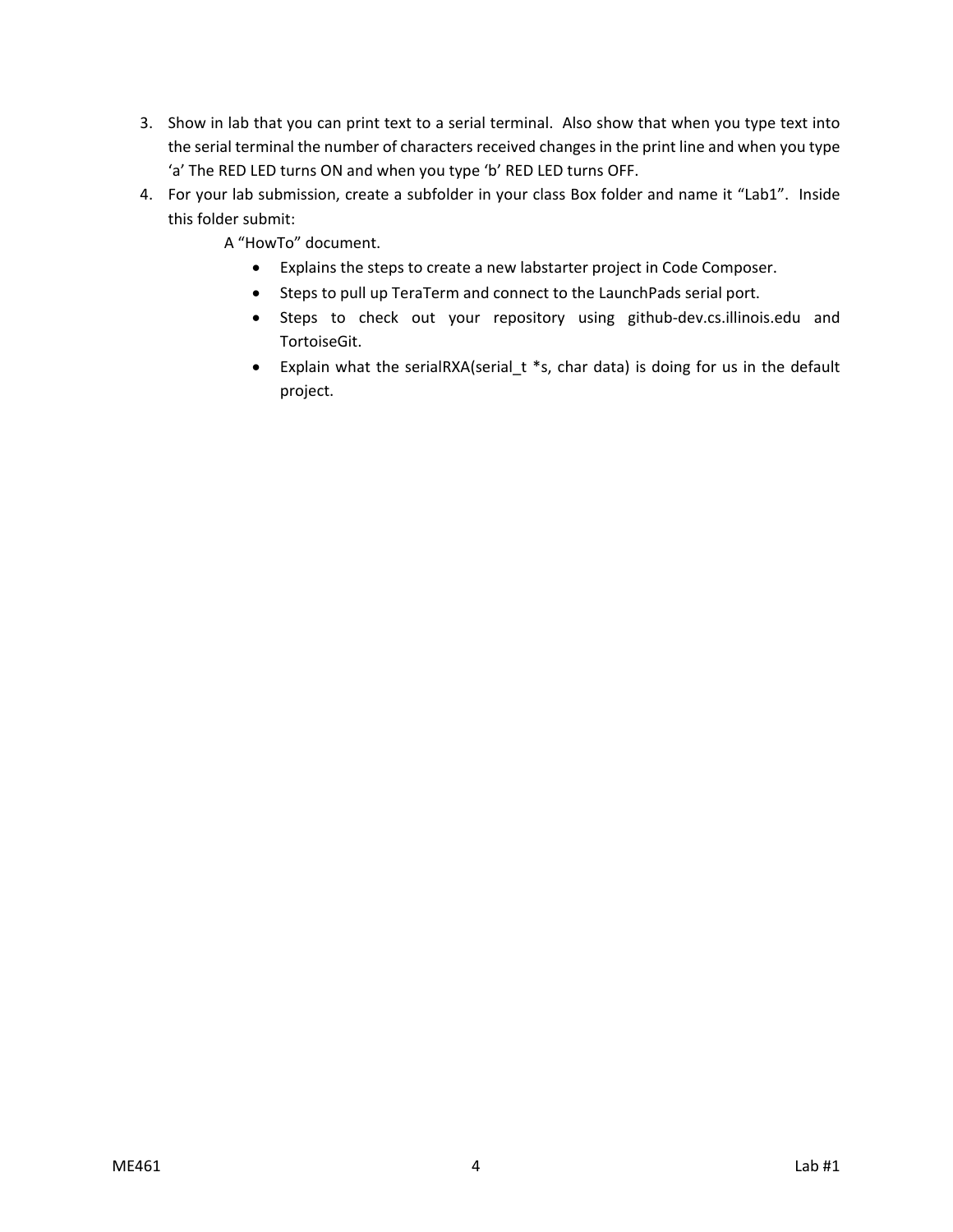3. Show in lab that you can print text to a serial terminal. Also show that when you type text into the serial terminal the number of characters received changes in the print line and when you type ‘a’ The RED LED turns ON and when you type ‘b’ RED LED turns OFF.
4. For your lab submission, create a subfolder in your class Box folder and name it “Lab1”. Inside this folder submit:

   A “HowTo” document.

   - Explains the steps to create a new labstarter project in Code Composer.
   - Steps to pull up TeraTerm and connect to the LaunchPads serial port.
   - Steps to check out your repository using github-dev.cs.illinois.edu and TortoiseGit.
   - Explain what the serialRXA(serial_t *s, char data) is doing for us in the default project.